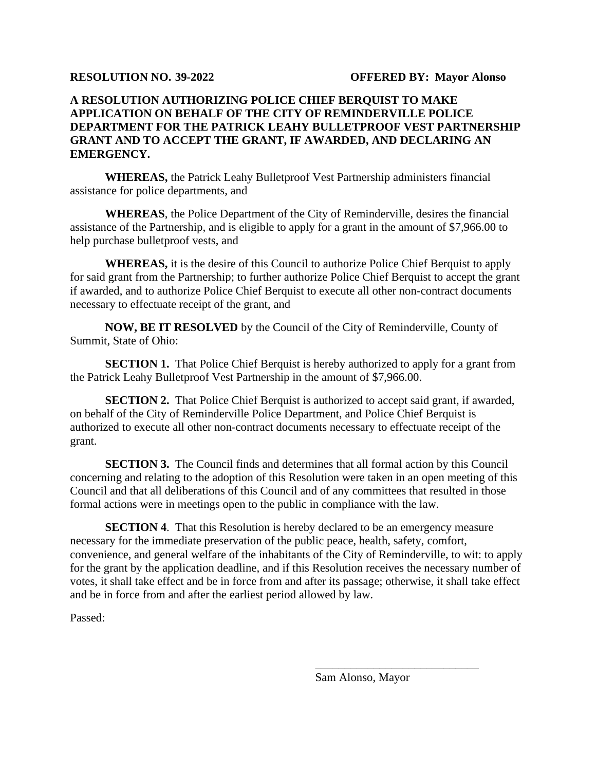**RESOLUTION NO. 39-2022** **OFFERED BY: Mayor Alonso**

**A RESOLUTION AUTHORIZING POLICE CHIEF BERQUIST TO MAKE APPLICATION ON BEHALF OF THE CITY OF REMINDERVILLE POLICE DEPARTMENT FOR THE PATRICK LEAHY BULLETPROOF VEST PARTNERSHIP GRANT AND TO ACCEPT THE GRANT, IF AWARDED, AND DECLARING AN EMERGENCY.**

**WHEREAS,** the Patrick Leahy Bulletproof Vest Partnership administers financial assistance for police departments, and

**WHEREAS**, the Police Department of the City of Reminderville, desires the financial assistance of the Partnership, and is eligible to apply for a grant in the amount of $7,966.00 to help purchase bulletproof vests, and

**WHEREAS,** it is the desire of this Council to authorize Police Chief Berquist to apply for said grant from the Partnership; to further authorize Police Chief Berquist to accept the grant if awarded, and to authorize Police Chief Berquist to execute all other non-contract documents necessary to effectuate receipt of the grant, and

**NOW, BE IT RESOLVED** by the Council of the City of Reminderville, County of Summit, State of Ohio:

**SECTION 1.** That Police Chief Berquist is hereby authorized to apply for a grant from the Patrick Leahy Bulletproof Vest Partnership in the amount of $7,966.00.

**SECTION 2.** That Police Chief Berquist is authorized to accept said grant, if awarded, on behalf of the City of Reminderville Police Department, and Police Chief Berquist is authorized to execute all other non-contract documents necessary to effectuate receipt of the grant.

**SECTION 3.** The Council finds and determines that all formal action by this Council concerning and relating to the adoption of this Resolution were taken in an open meeting of this Council and that all deliberations of this Council and of any committees that resulted in those formal actions were in meetings open to the public in compliance with the law.

**SECTION 4**. That this Resolution is hereby declared to be an emergency measure necessary for the immediate preservation of the public peace, health, safety, comfort, convenience, and general welfare of the inhabitants of the City of Reminderville, to wit: to apply for the grant by the application deadline, and if this Resolution receives the necessary number of votes, it shall take effect and be in force from and after its passage; otherwise, it shall take effect and be in force from and after the earliest period allowed by law.

Passed:

\_\_\_\_\_\_\_\_\_\_\_\_\_\_\_\_\_\_\_\_\_\_\_\_\_\_\_\_\_\_

Sam Alonso, Mayor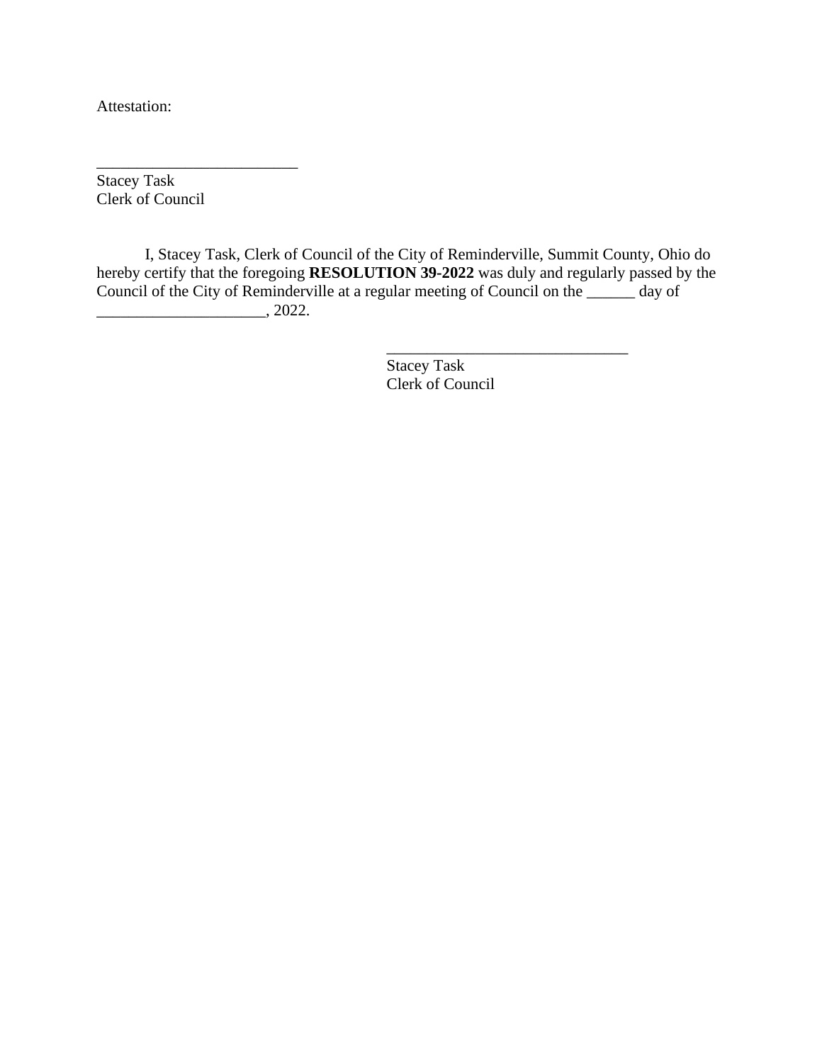Attestation:

\_\_\_\_\_\_\_\_\_\_\_\_\_\_\_\_\_\_\_\_\_\_\_\_\_\_

Stacey Task
Clerk of Council

I, Stacey Task, Clerk of Council of the City of Reminderville, Summit County, Ohio do hereby certify that the foregoing **RESOLUTION 39-2022** was duly and regularly passed by the Council of the City of Reminderville at a regular meeting of Council on the ______ day of _____________________, 2022.

\_\_\_\_\_\_\_\_\_\_\_\_\_\_\_\_\_\_\_\_\_\_\_\_\_\_\_\_\_\_\_

Stacey Task
Clerk of Council